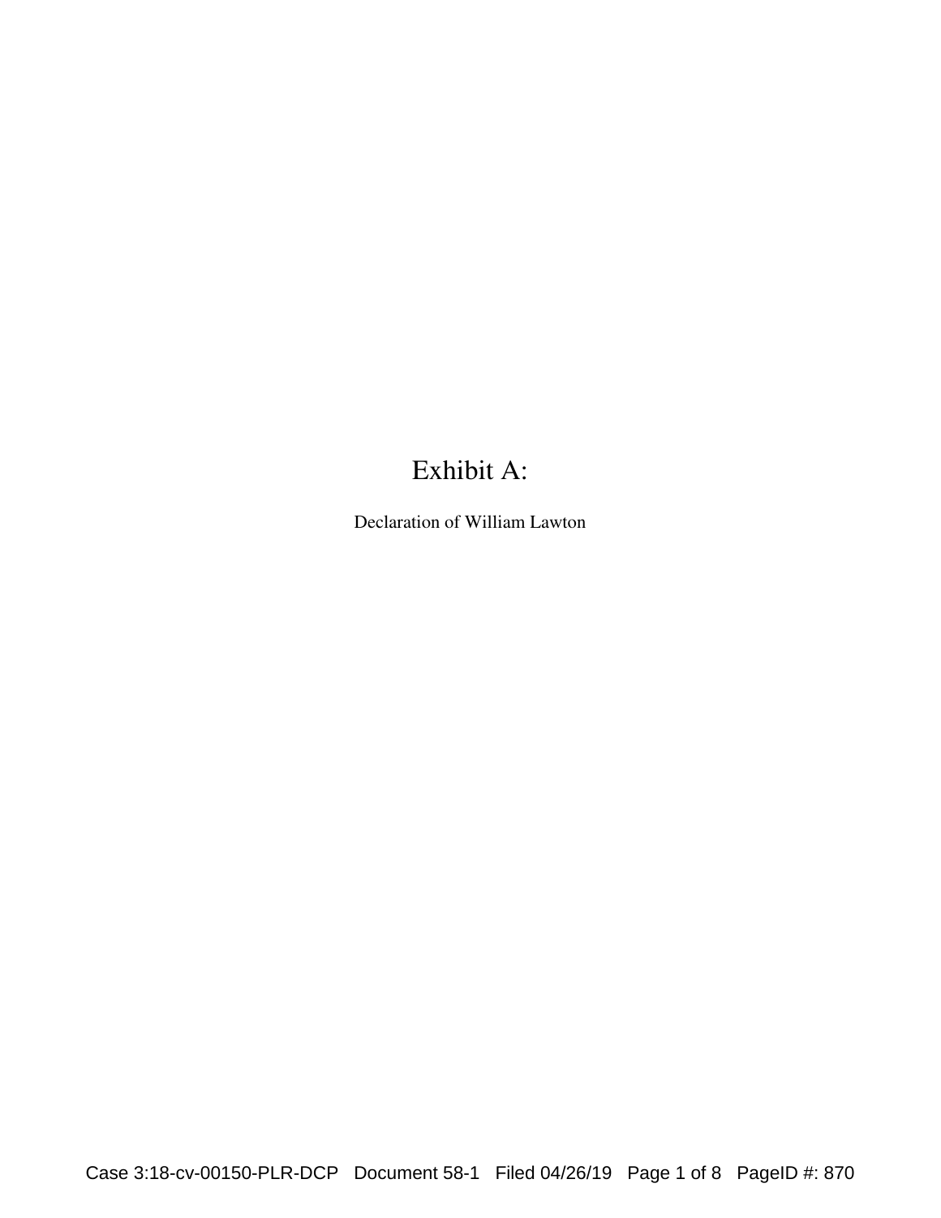# Exhibit A:

Declaration of William Lawton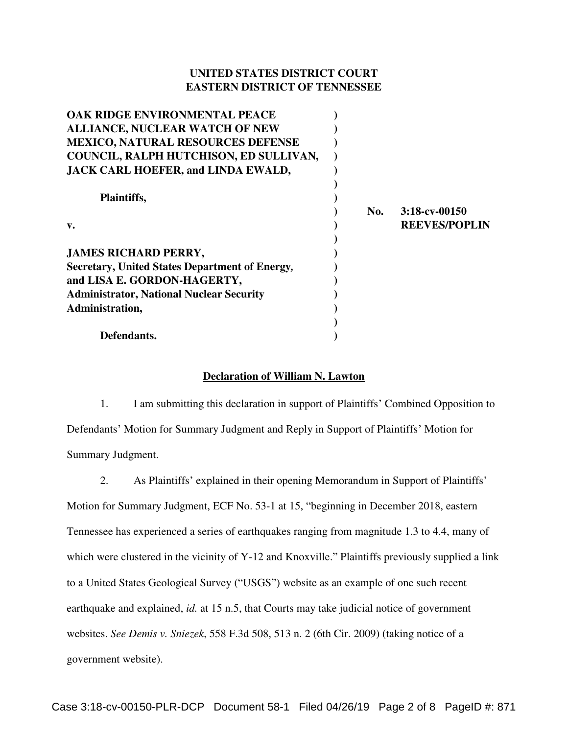**UNITED STATES DISTRICT COURT**
**EASTERN DISTRICT OF TENNESSEE**

| | | |
|---|---|---|
| **OAK RIDGE ENVIRONMENTAL PEACE ALLIANCE, NUCLEAR WATCH OF NEW MEXICO, NATURAL RESOURCES DEFENSE COUNCIL, RALPH HUTCHISON, ED SULLIVAN, JACK CARL HOEFER, and LINDA EWALD,** | ) | |
| **Plaintiffs,** | ) | |
| **v.** | ) | **No. 3:18-cv-00150 REEVES/POPLIN** |
| **JAMES RICHARD PERRY, Secretary, United States Department of Energy, and LISA E. GORDON-HAGERTY, Administrator, National Nuclear Security Administration,** | ) | |
| **Defendants.** | ) | |

**Declaration of William N. Lawton**

1. I am submitting this declaration in support of Plaintiffs' Combined Opposition to Defendants' Motion for Summary Judgment and Reply in Support of Plaintiffs' Motion for Summary Judgment.

2. As Plaintiffs' explained in their opening Memorandum in Support of Plaintiffs' Motion for Summary Judgment, ECF No. 53-1 at 15, "beginning in December 2018, eastern Tennessee has experienced a series of earthquakes ranging from magnitude 1.3 to 4.4, many of which were clustered in the vicinity of Y-12 and Knoxville." Plaintiffs previously supplied a link to a United States Geological Survey ("USGS") website as an example of one such recent earthquake and explained, *id.* at 15 n.5, that Courts may take judicial notice of government websites. *See Demis v. Sniezek*, 558 F.3d 508, 513 n. 2 (6th Cir. 2009) (taking notice of a government website).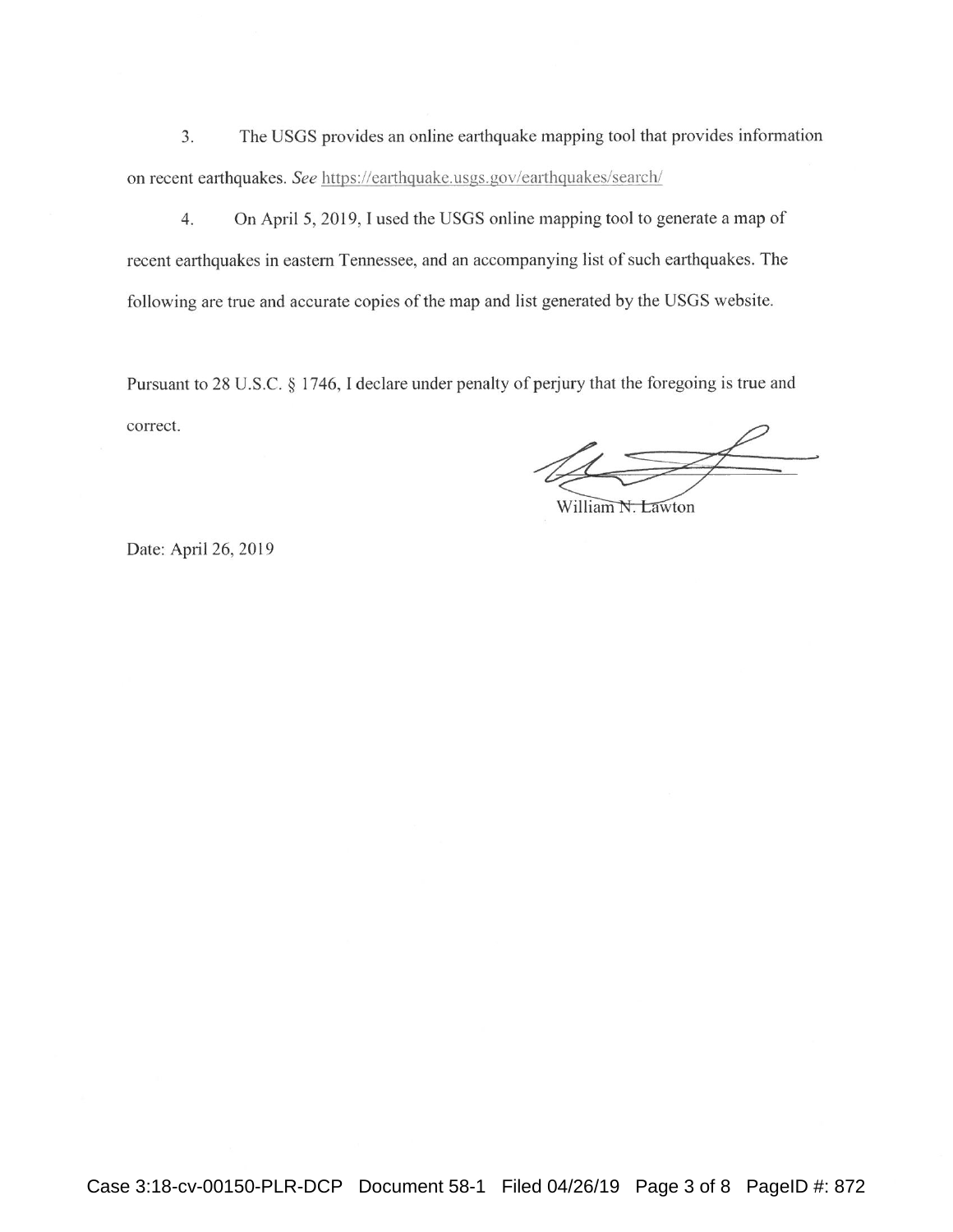3. The USGS provides an online earthquake mapping tool that provides information on recent earthquakes. *See* https://earthquake.usgs.gov/earthquakes/search/

4. On April 5, 2019, I used the USGS online mapping tool to generate a map of recent earthquakes in eastern Tennessee, and an accompanying list of such earthquakes. The following are true and accurate copies of the map and list generated by the USGS website.

Pursuant to 28 U.S.C. § 1746, I declare under penalty of perjury that the foregoing is true and correct.

William N. Lawton

Date: April 26, 2019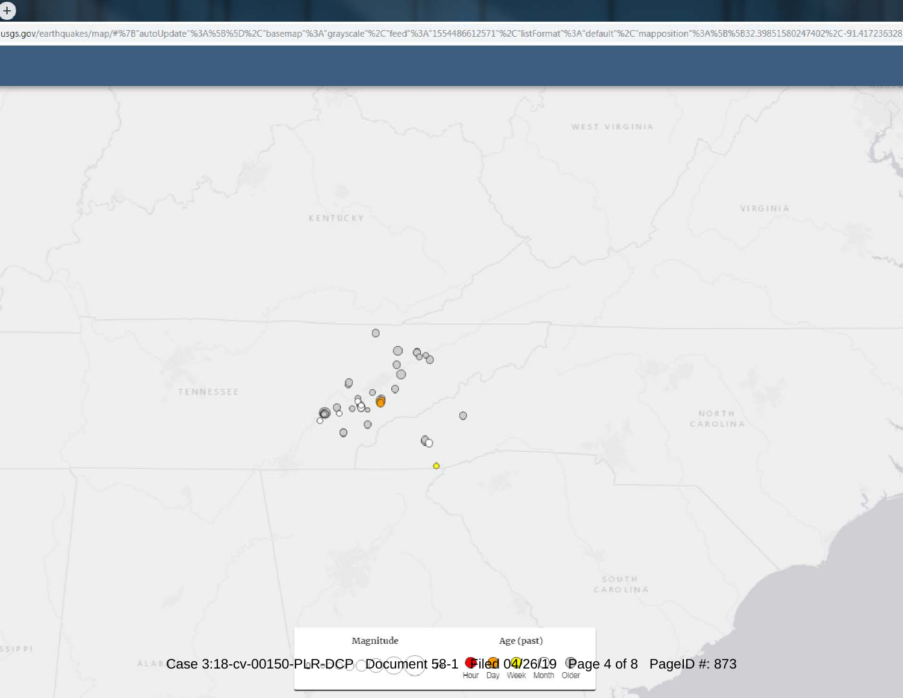usgs.gov/earthquakes/map/#%7B"autoUpdate"%3A%5B%5D%2C"basemap"%3A"grayscale"%2C"feed"%3A"1554486612571"%2C"listFormat"%3A"default"%2C"mapposition"%3A%5B%5B32.39851580247402%2C-91.417236328

WEST VIRGINIA

KENTUCKY

VIRGINIA

TENNESSEE

NORTH CAROLINA

SOUTH CAROLINA

SSIPPI

ALAB

Magnitude

Age (past)

Hour Day Week Month Older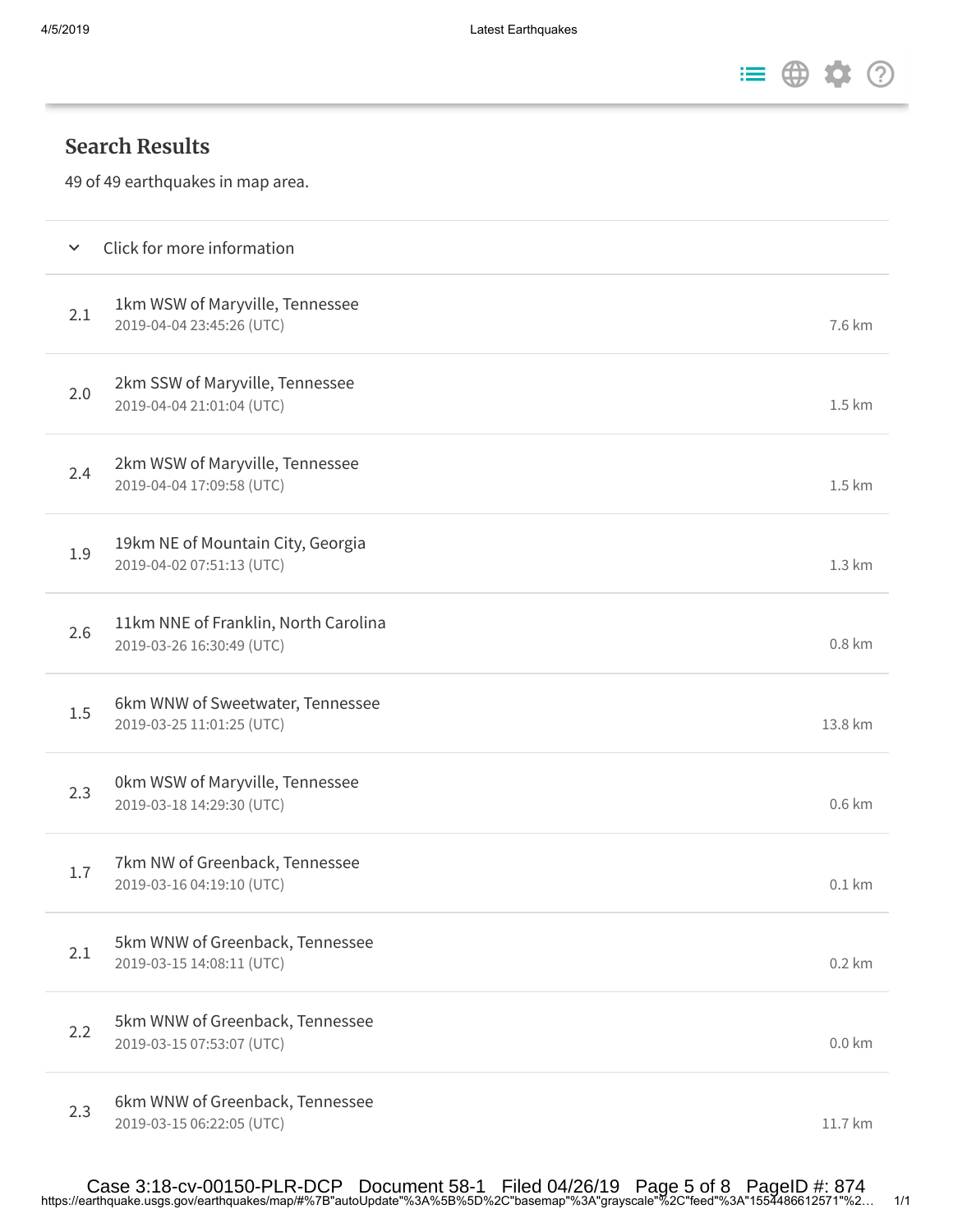## Search Results

49 of 49 earthquakes in map area.

Click for more information

| Magnitude | Location / Time | Depth |
| --- | --- | --- |
| 2.1 | 1km WSW of Maryville, Tennessee<br>2019-04-04 23:45:26 (UTC) | 7.6 km |
| 2.0 | 2km SSW of Maryville, Tennessee<br>2019-04-04 21:01:04 (UTC) | 1.5 km |
| 2.4 | 2km WSW of Maryville, Tennessee<br>2019-04-04 17:09:58 (UTC) | 1.5 km |
| 1.9 | 19km NE of Mountain City, Georgia<br>2019-04-02 07:51:13 (UTC) | 1.3 km |
| 2.6 | 11km NNE of Franklin, North Carolina<br>2019-03-26 16:30:49 (UTC) | 0.8 km |
| 1.5 | 6km WNW of Sweetwater, Tennessee<br>2019-03-25 11:01:25 (UTC) | 13.8 km |
| 2.3 | 0km WSW of Maryville, Tennessee<br>2019-03-18 14:29:30 (UTC) | 0.6 km |
| 1.7 | 7km NW of Greenback, Tennessee<br>2019-03-16 04:19:10 (UTC) | 0.1 km |
| 2.1 | 5km WNW of Greenback, Tennessee<br>2019-03-15 14:08:11 (UTC) | 0.2 km |
| 2.2 | 5km WNW of Greenback, Tennessee<br>2019-03-15 07:53:07 (UTC) | 0.0 km |
| 2.3 | 6km WNW of Greenback, Tennessee<br>2019-03-15 06:22:05 (UTC) | 11.7 km |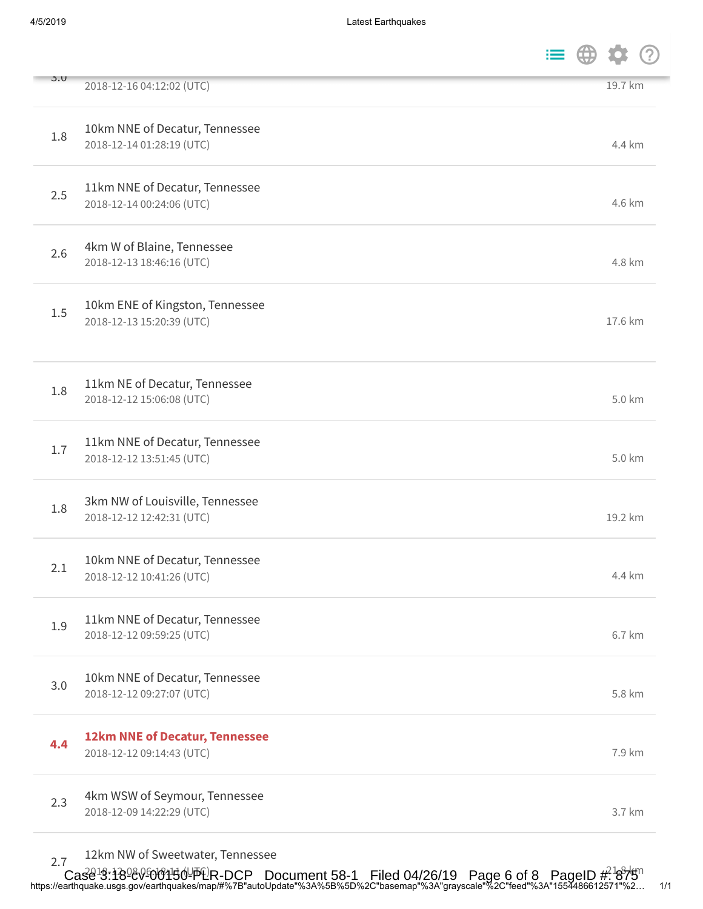| Magnitude | Location / Time | Depth |
|---|---|---|
| 3.0 | 2018-12-16 04:12:02 (UTC) | 19.7 km |
| 1.8 | 10km NNE of Decatur, Tennessee<br>2018-12-14 01:28:19 (UTC) | 4.4 km |
| 2.5 | 11km NNE of Decatur, Tennessee<br>2018-12-14 00:24:06 (UTC) | 4.6 km |
| 2.6 | 4km W of Blaine, Tennessee<br>2018-12-13 18:46:16 (UTC) | 4.8 km |
| 1.5 | 10km ENE of Kingston, Tennessee<br>2018-12-13 15:20:39 (UTC) | 17.6 km |
| 1.8 | 11km NE of Decatur, Tennessee<br>2018-12-12 15:06:08 (UTC) | 5.0 km |
| 1.7 | 11km NNE of Decatur, Tennessee<br>2018-12-12 13:51:45 (UTC) | 5.0 km |
| 1.8 | 3km NW of Louisville, Tennessee<br>2018-12-12 12:42:31 (UTC) | 19.2 km |
| 2.1 | 10km NNE of Decatur, Tennessee<br>2018-12-12 10:41:26 (UTC) | 4.4 km |
| 1.9 | 11km NNE of Decatur, Tennessee<br>2018-12-12 09:59:25 (UTC) | 6.7 km |
| 3.0 | 10km NNE of Decatur, Tennessee<br>2018-12-12 09:27:07 (UTC) | 5.8 km |
| **4.4** | **12km NNE of Decatur, Tennessee**<br>2018-12-12 09:14:43 (UTC) | 7.9 km |
| 2.3 | 4km WSW of Seymour, Tennessee<br>2018-12-09 14:22:29 (UTC) | 3.7 km |
| 2.7 | 12km NW of Sweetwater, Tennessee<br>2018-12-08 06:18:11 (UTC) | 21.8 km |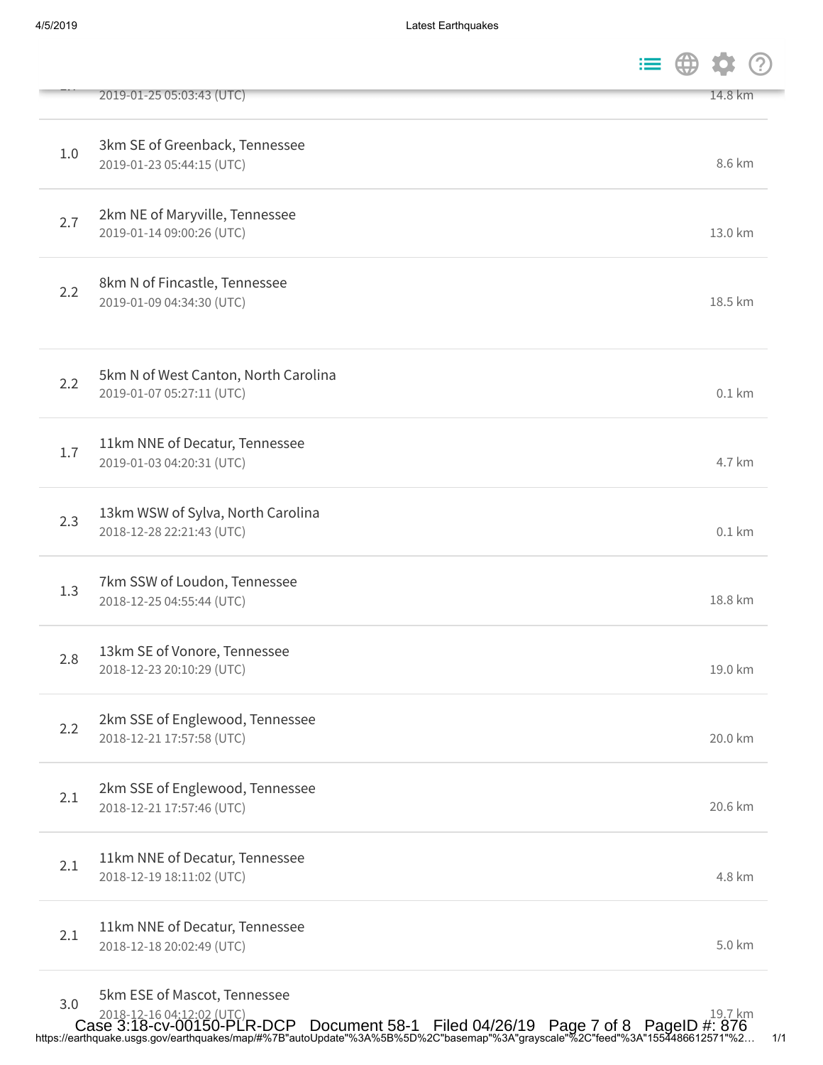| Magnitude | Location | Time | Depth |
|---|---|---|---|
| | | 2019-01-25 05:03:43 (UTC) | 14.8 km |
| 1.0 | 3km SE of Greenback, Tennessee | 2019-01-23 05:44:15 (UTC) | 8.6 km |
| 2.7 | 2km NE of Maryville, Tennessee | 2019-01-14 09:00:26 (UTC) | 13.0 km |
| 2.2 | 8km N of Fincastle, Tennessee | 2019-01-09 04:34:30 (UTC) | 18.5 km |
| 2.2 | 5km N of West Canton, North Carolina | 2019-01-07 05:27:11 (UTC) | 0.1 km |
| 1.7 | 11km NNE of Decatur, Tennessee | 2019-01-03 04:20:31 (UTC) | 4.7 km |
| 2.3 | 13km WSW of Sylva, North Carolina | 2018-12-28 22:21:43 (UTC) | 0.1 km |
| 1.3 | 7km SSW of Loudon, Tennessee | 2018-12-25 04:55:44 (UTC) | 18.8 km |
| 2.8 | 13km SE of Vonore, Tennessee | 2018-12-23 20:10:29 (UTC) | 19.0 km |
| 2.2 | 2km SSE of Englewood, Tennessee | 2018-12-21 17:57:58 (UTC) | 20.0 km |
| 2.1 | 2km SSE of Englewood, Tennessee | 2018-12-21 17:57:46 (UTC) | 20.6 km |
| 2.1 | 11km NNE of Decatur, Tennessee | 2018-12-19 18:11:02 (UTC) | 4.8 km |
| 2.1 | 11km NNE of Decatur, Tennessee | 2018-12-18 20:02:49 (UTC) | 5.0 km |
| 3.0 | 5km ESE of Mascot, Tennessee | 2018-12-16 04:12:02 (UTC) | 19.7 km |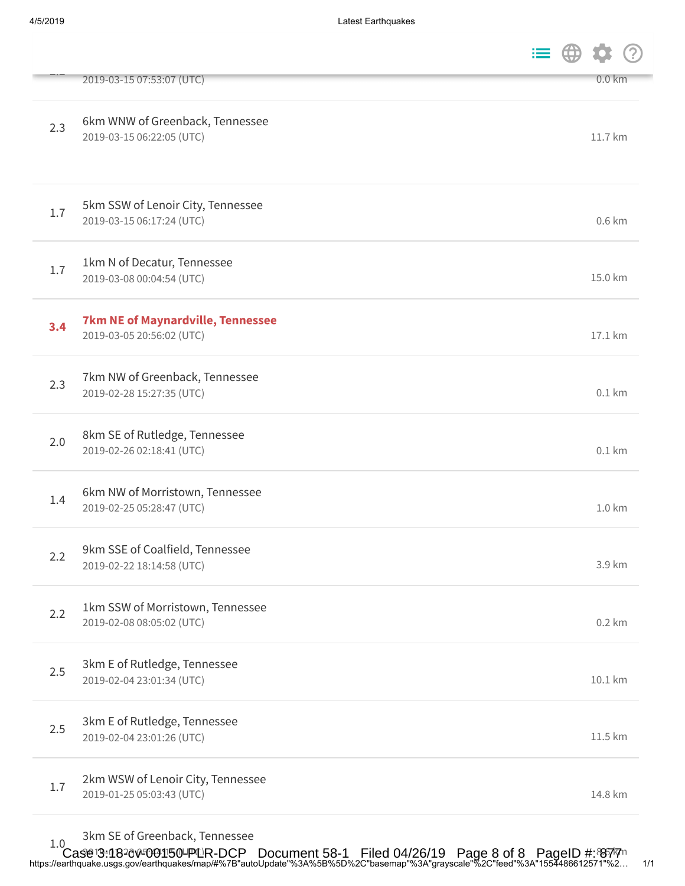2019-03-15 07:53:07 (UTC) 0.0 km

| | | |
|---|---|---|
| 2.3 | 6km WNW of Greenback, Tennessee<br>2019-03-15 06:22:05 (UTC) | 11.7 km |
| 1.7 | 5km SSW of Lenoir City, Tennessee<br>2019-03-15 06:17:24 (UTC) | 0.6 km |
| 1.7 | 1km N of Decatur, Tennessee<br>2019-03-08 00:04:54 (UTC) | 15.0 km |
| **3.4** | **7km NE of Maynardville, Tennessee**<br>2019-03-05 20:56:02 (UTC) | 17.1 km |
| 2.3 | 7km NW of Greenback, Tennessee<br>2019-02-28 15:27:35 (UTC) | 0.1 km |
| 2.0 | 8km SE of Rutledge, Tennessee<br>2019-02-26 02:18:41 (UTC) | 0.1 km |
| 1.4 | 6km NW of Morristown, Tennessee<br>2019-02-25 05:28:47 (UTC) | 1.0 km |
| 2.2 | 9km SSE of Coalfield, Tennessee<br>2019-02-22 18:14:58 (UTC) | 3.9 km |
| 2.2 | 1km SSW of Morristown, Tennessee<br>2019-02-08 08:05:02 (UTC) | 0.2 km |
| 2.5 | 3km E of Rutledge, Tennessee<br>2019-02-04 23:01:34 (UTC) | 10.1 km |
| 2.5 | 3km E of Rutledge, Tennessee<br>2019-02-04 23:01:26 (UTC) | 11.5 km |
| 1.7 | 2km WSW of Lenoir City, Tennessee<br>2019-01-25 05:03:43 (UTC) | 14.8 km |
| 1.0 | 3km SE of Greenback, Tennessee | |